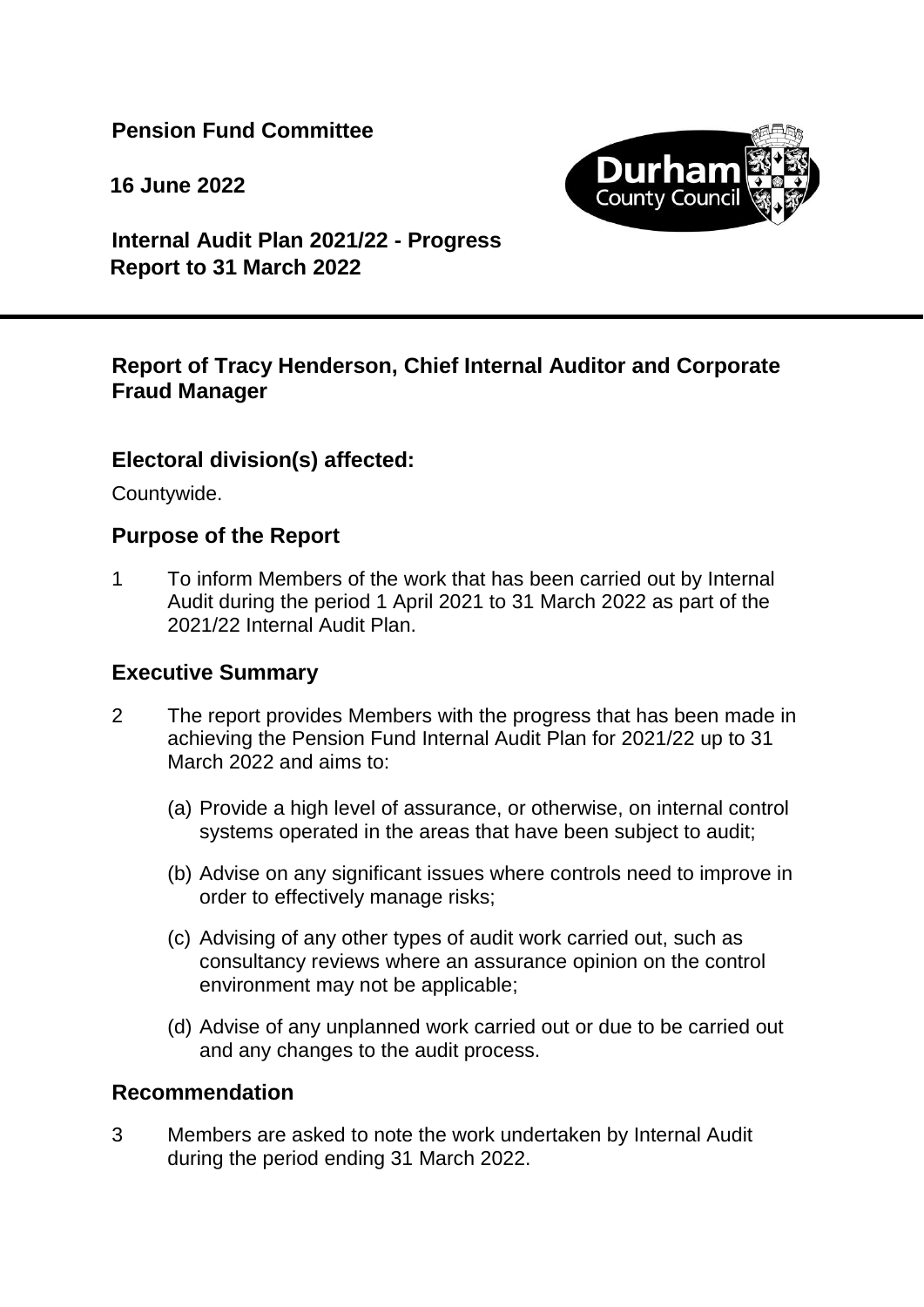**Pension Fund Committee**

**16 June 2022**

**Internal Audit Plan 2021/22 - Progress Report to 31 March 2022**

---

## Report of Tracy Henderson, Chief Internal Auditor and Corporate Fraud Manager

### Electoral division(s) affected:

Countywide.

### Purpose of the Report

1 To inform Members of the work that has been carried out by Internal Audit during the period 1 April 2021 to 31 March 2022 as part of the 2021/22 Internal Audit Plan.

### Executive Summary

2 The report provides Members with the progress that has been made in achieving the Pension Fund Internal Audit Plan for 2021/22 up to 31 March 2022 and aims to:

(a) Provide a high level of assurance, or otherwise, on internal control systems operated in the areas that have been subject to audit;

(b) Advise on any significant issues where controls need to improve in order to effectively manage risks;

(c) Advising of any other types of audit work carried out, such as consultancy reviews where an assurance opinion on the control environment may not be applicable;

(d) Advise of any unplanned work carried out or due to be carried out and any changes to the audit process.

### Recommendation

3 Members are asked to note the work undertaken by Internal Audit during the period ending 31 March 2022.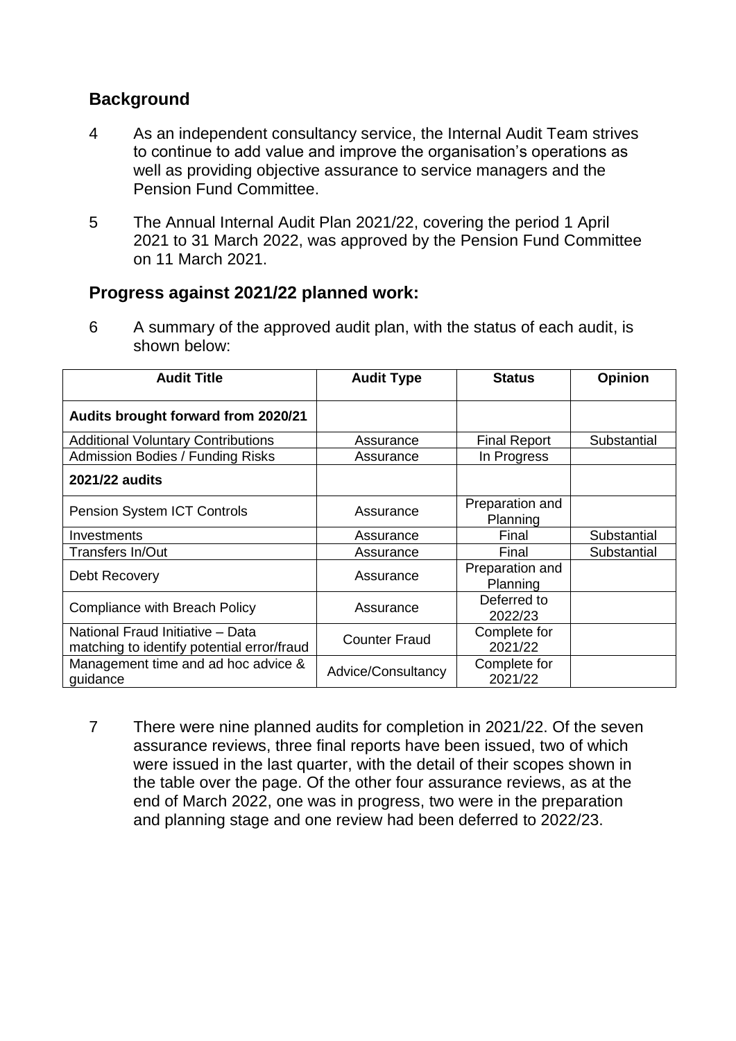## Background

4 As an independent consultancy service, the Internal Audit Team strives to continue to add value and improve the organisation's operations as well as providing objective assurance to service managers and the Pension Fund Committee.

5 The Annual Internal Audit Plan 2021/22, covering the period 1 April 2021 to 31 March 2022, was approved by the Pension Fund Committee on 11 March 2021.

## Progress against 2021/22 planned work:

6 A summary of the approved audit plan, with the status of each audit, is shown below:

| Audit Title | Audit Type | Status | Opinion |
|---|---|---|---|
| **Audits brought forward from 2020/21** | | | |
| Additional Voluntary Contributions | Assurance | Final Report | Substantial |
| Admission Bodies / Funding Risks | Assurance | In Progress | |
| **2021/22 audits** | | | |
| Pension System ICT Controls | Assurance | Preparation and Planning | |
| Investments | Assurance | Final | Substantial |
| Transfers In/Out | Assurance | Final | Substantial |
| Debt Recovery | Assurance | Preparation and Planning | |
| Compliance with Breach Policy | Assurance | Deferred to 2022/23 | |
| National Fraud Initiative – Data matching to identify potential error/fraud | Counter Fraud | Complete for 2021/22 | |
| Management time and ad hoc advice & guidance | Advice/Consultancy | Complete for 2021/22 | |

7 There were nine planned audits for completion in 2021/22. Of the seven assurance reviews, three final reports have been issued, two of which were issued in the last quarter, with the detail of their scopes shown in the table over the page. Of the other four assurance reviews, as at the end of March 2022, one was in progress, two were in the preparation and planning stage and one review had been deferred to 2022/23.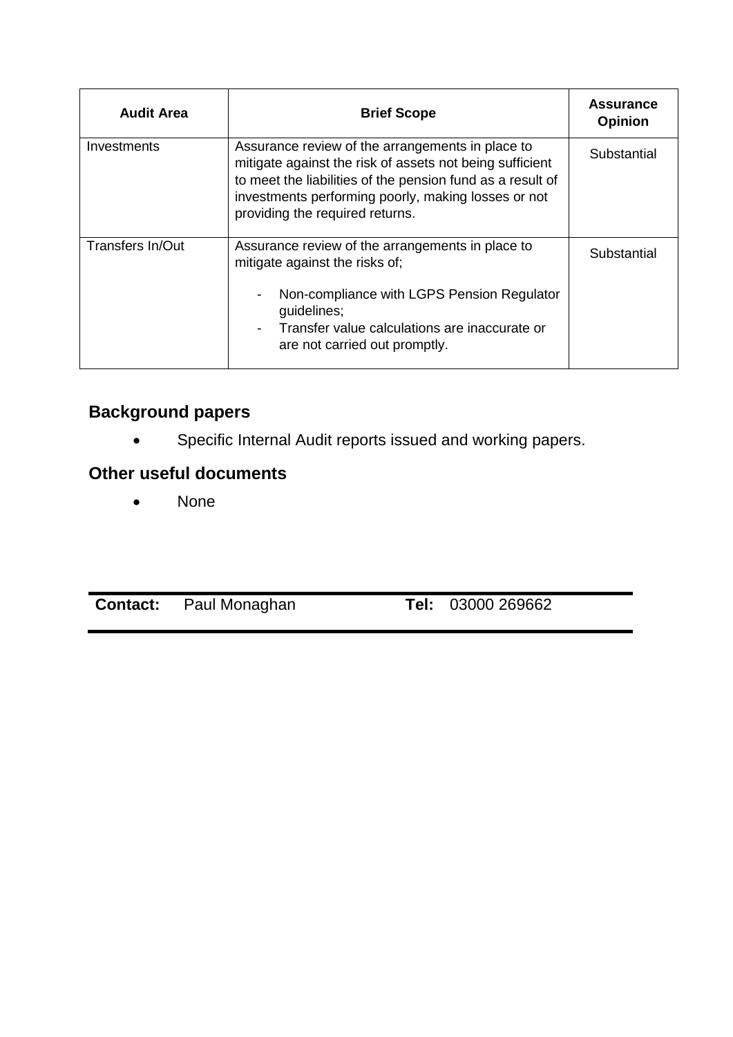| Audit Area | Brief Scope | Assurance Opinion |
|---|---|---|
| Investments | Assurance review of the arrangements in place to mitigate against the risk of assets not being sufficient to meet the liabilities of the pension fund as a result of investments performing poorly, making losses or not providing the required returns. | Substantial |
| Transfers In/Out | Assurance review of the arrangements in place to mitigate against the risks of;<br>- Non-compliance with LGPS Pension Regulator guidelines;<br>- Transfer value calculations are inaccurate or are not carried out promptly. | Substantial |

## Background papers

- Specific Internal Audit reports issued and working papers.

## Other useful documents

- None

| **Contact:** Paul Monaghan | **Tel:** 03000 269662 |
|---|---|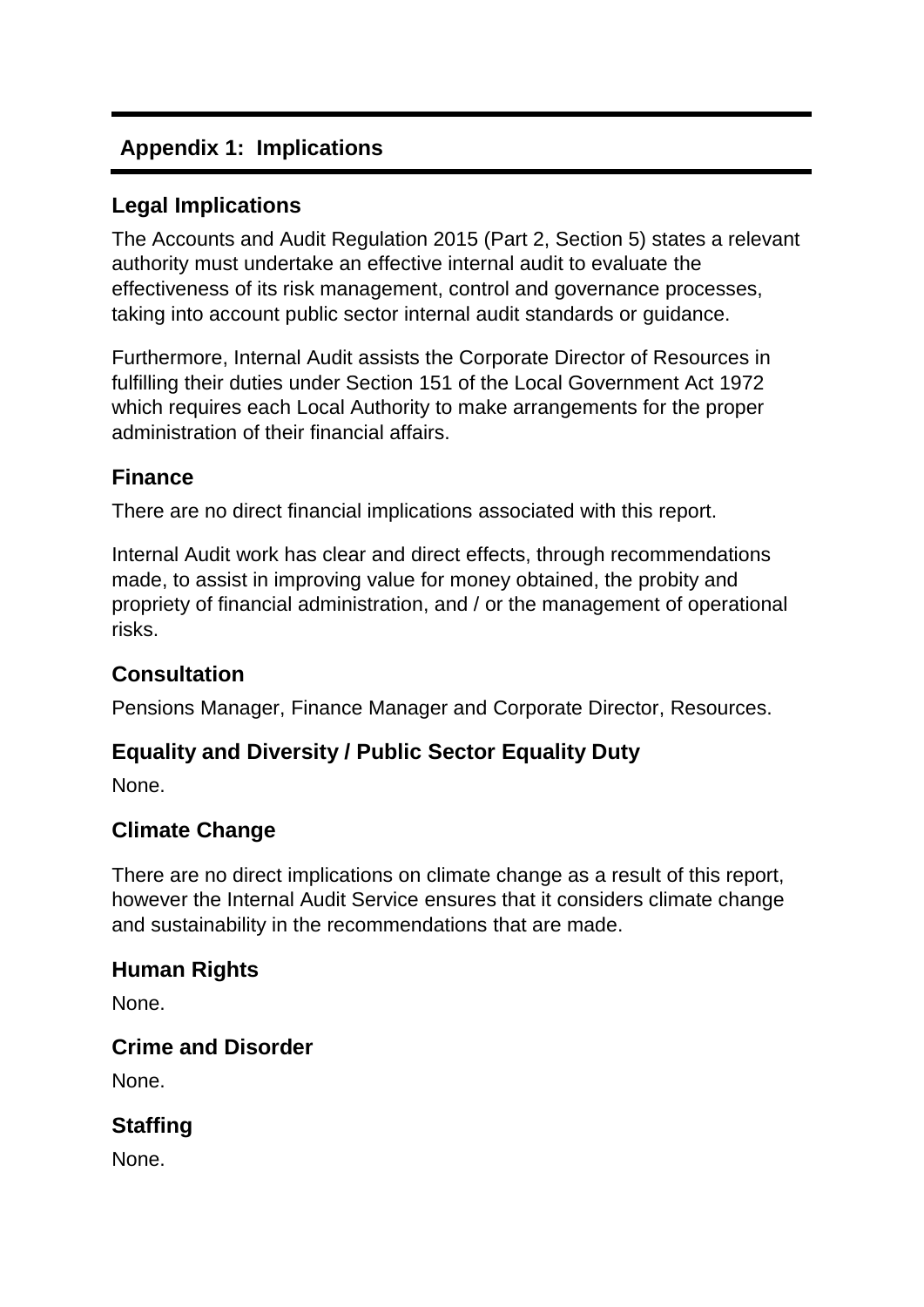## Appendix 1: Implications

### Legal Implications

The Accounts and Audit Regulation 2015 (Part 2, Section 5) states a relevant authority must undertake an effective internal audit to evaluate the effectiveness of its risk management, control and governance processes, taking into account public sector internal audit standards or guidance.

Furthermore, Internal Audit assists the Corporate Director of Resources in fulfilling their duties under Section 151 of the Local Government Act 1972 which requires each Local Authority to make arrangements for the proper administration of their financial affairs.

### Finance

There are no direct financial implications associated with this report.

Internal Audit work has clear and direct effects, through recommendations made, to assist in improving value for money obtained, the probity and propriety of financial administration, and / or the management of operational risks.

### Consultation

Pensions Manager, Finance Manager and Corporate Director, Resources.

### Equality and Diversity / Public Sector Equality Duty

None.

### Climate Change

There are no direct implications on climate change as a result of this report, however the Internal Audit Service ensures that it considers climate change and sustainability in the recommendations that are made.

### Human Rights

None.

### Crime and Disorder

None.

### Staffing

None.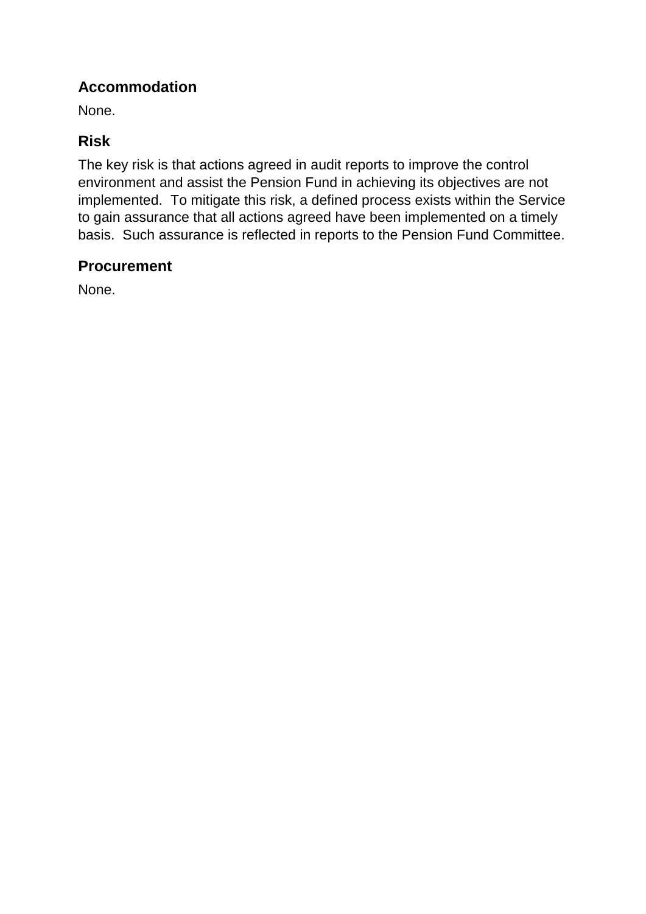### Accommodation

None.

### Risk

The key risk is that actions agreed in audit reports to improve the control environment and assist the Pension Fund in achieving its objectives are not implemented. To mitigate this risk, a defined process exists within the Service to gain assurance that all actions agreed have been implemented on a timely basis. Such assurance is reflected in reports to the Pension Fund Committee.

### Procurement

None.